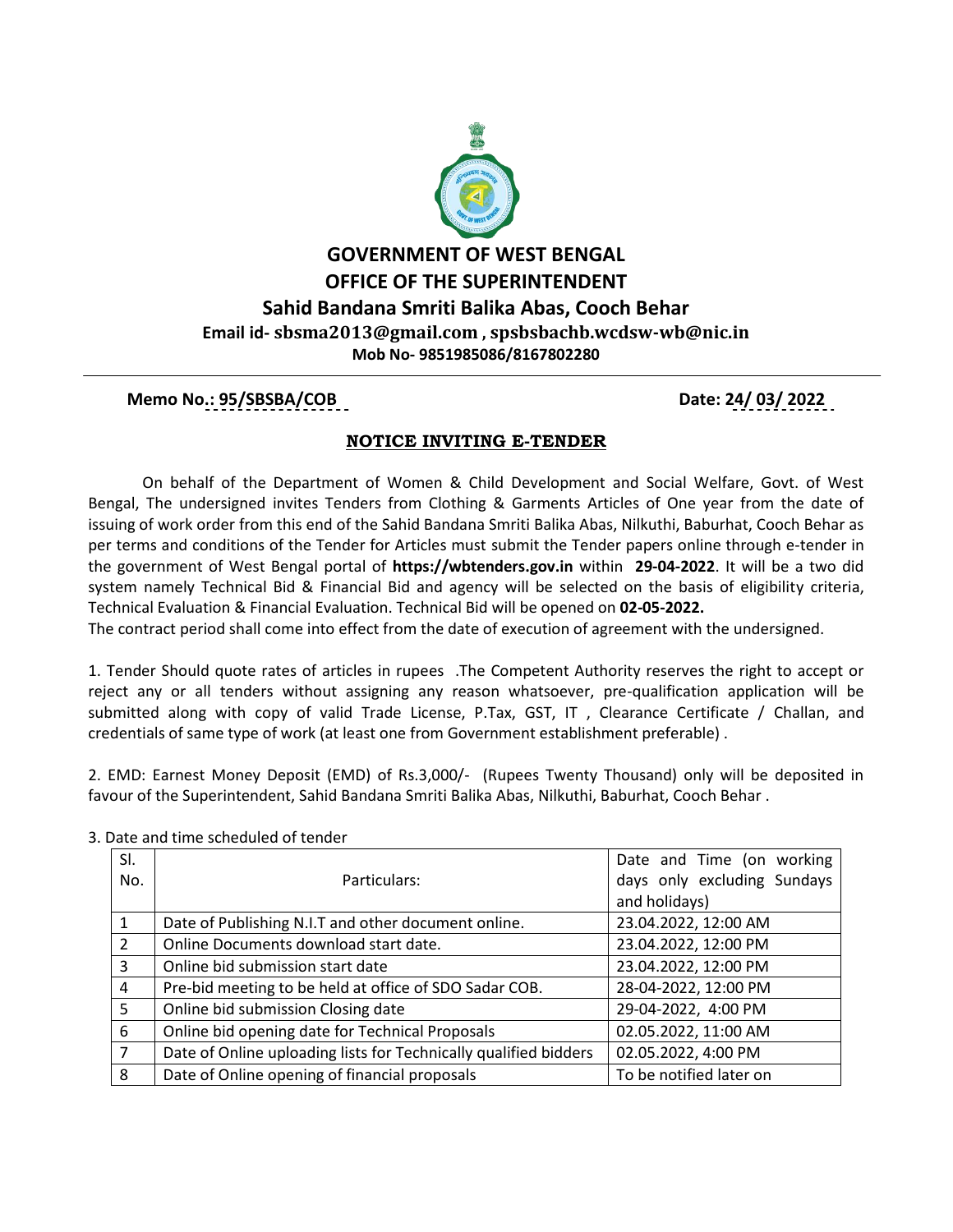# GOVERNMENT OF WEST BENGAL
## OFFICE OF THE SUPERINTENDENT
## Sahid Bandana Smriti Balika Abas, Cooch Behar

**Email id- sbsma2013@gmail.com , spsbsbachb.wcdsw-wb@nic.in**

**Mob No- 9851985086/8167802280**

---

**Memo No.: 95/SBSBA/COB** **Date: 24/ 03/ 2022**

**NOTICE INVITING E-TENDER**

On behalf of the Department of Women & Child Development and Social Welfare, Govt. of West Bengal, The undersigned invites Tenders from Clothing & Garments Articles of One year from the date of issuing of work order from this end of the Sahid Bandana Smriti Balika Abas, Nilkuthi, Baburhat, Cooch Behar as per terms and conditions of the Tender for Articles must submit the Tender papers online through e-tender in the government of West Bengal portal of **https://wbtenders.gov.in** within **29-04-2022**. It will be a two did system namely Technical Bid & Financial Bid and agency will be selected on the basis of eligibility criteria, Technical Evaluation & Financial Evaluation. Technical Bid will be opened on **02-05-2022.**

The contract period shall come into effect from the date of execution of agreement with the undersigned.

1. Tender Should quote rates of articles in rupees .The Competent Authority reserves the right to accept or reject any or all tenders without assigning any reason whatsoever, pre-qualification application will be submitted along with copy of valid Trade License, P.Tax, GST, IT , Clearance Certificate / Challan, and credentials of same type of work (at least one from Government establishment preferable) .

2. EMD: Earnest Money Deposit (EMD) of Rs.3,000/- (Rupees Twenty Thousand) only will be deposited in favour of the Superintendent, Sahid Bandana Smriti Balika Abas, Nilkuthi, Baburhat, Cooch Behar .

3. Date and time scheduled of tender

| Sl. No. | Particulars: | Date and Time (on working days only excluding Sundays and holidays) |
|---|---|---|
| 1 | Date of Publishing N.I.T and other document online. | 23.04.2022, 12:00 AM |
| 2 | Online Documents download start date. | 23.04.2022, 12:00 PM |
| 3 | Online bid submission start date | 23.04.2022, 12:00 PM |
| 4 | Pre-bid meeting to be held at office of SDO Sadar COB. | 28-04-2022, 12:00 PM |
| 5 | Online bid submission Closing date | 29-04-2022, 4:00 PM |
| 6 | Online bid opening date for Technical Proposals | 02.05.2022, 11:00 AM |
| 7 | Date of Online uploading lists for Technically qualified bidders | 02.05.2022, 4:00 PM |
| 8 | Date of Online opening of financial proposals | To be notified later on |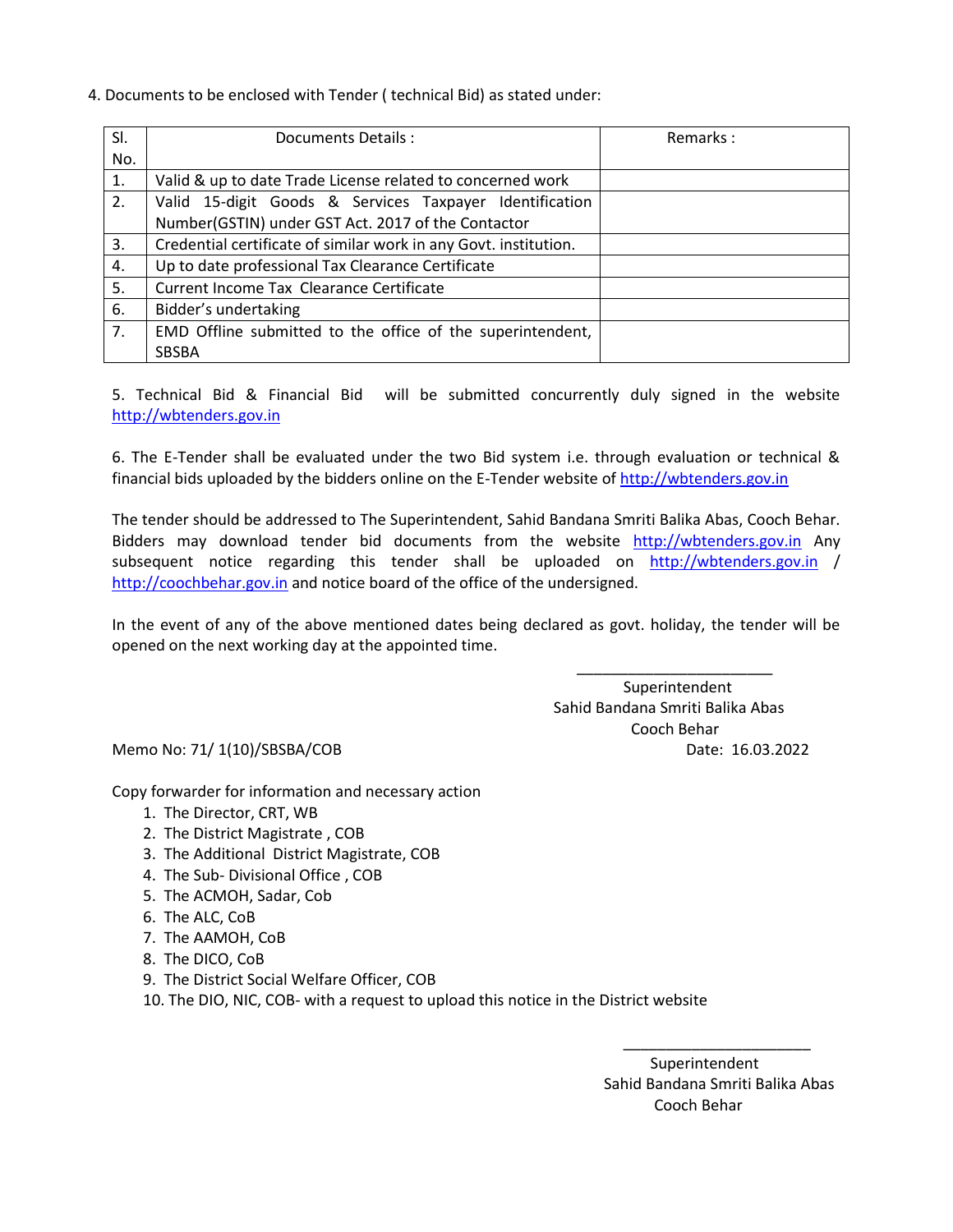4. Documents to be enclosed with Tender ( technical Bid) as stated under:

| Sl. No. | Documents Details : | Remarks : |
|---|---|---|
| 1. | Valid & up to date Trade License related to concerned work | |
| 2. | Valid 15-digit Goods & Services Taxpayer Identification Number(GSTIN) under GST Act. 2017 of the Contactor | |
| 3. | Credential certificate of similar work in any Govt. institution. | |
| 4. | Up to date professional Tax Clearance Certificate | |
| 5. | Current Income Tax Clearance Certificate | |
| 6. | Bidder's undertaking | |
| 7. | EMD Offline submitted to the office of the superintendent, SBSBA | |

5. Technical Bid & Financial Bid will be submitted concurrently duly signed in the website http://wbtenders.gov.in

6. The E-Tender shall be evaluated under the two Bid system i.e. through evaluation or technical & financial bids uploaded by the bidders online on the E-Tender website of http://wbtenders.gov.in

The tender should be addressed to The Superintendent, Sahid Bandana Smriti Balika Abas, Cooch Behar. Bidders may download tender bid documents from the website http://wbtenders.gov.in Any subsequent notice regarding this tender shall be uploaded on http://wbtenders.gov.in / http://coochbehar.gov.in and notice board of the office of the undersigned.

In the event of any of the above mentioned dates being declared as govt. holiday, the tender will be opened on the next working day at the appointed time.

Superintendent
Sahid Bandana Smriti Balika Abas
Cooch Behar

Memo No: 71/ 1(10)/SBSBA/COB Date: 16.03.2022

Copy forwarder for information and necessary action

1. The Director, CRT, WB
2. The District Magistrate , COB
3. The Additional District Magistrate, COB
4. The Sub- Divisional Office , COB
5. The ACMOH, Sadar, Cob
6. The ALC, CoB
7. The AAMOH, CoB
8. The DICO, CoB
9. The District Social Welfare Officer, COB
10. The DIO, NIC, COB- with a request to upload this notice in the District website

Superintendent
Sahid Bandana Smriti Balika Abas
Cooch Behar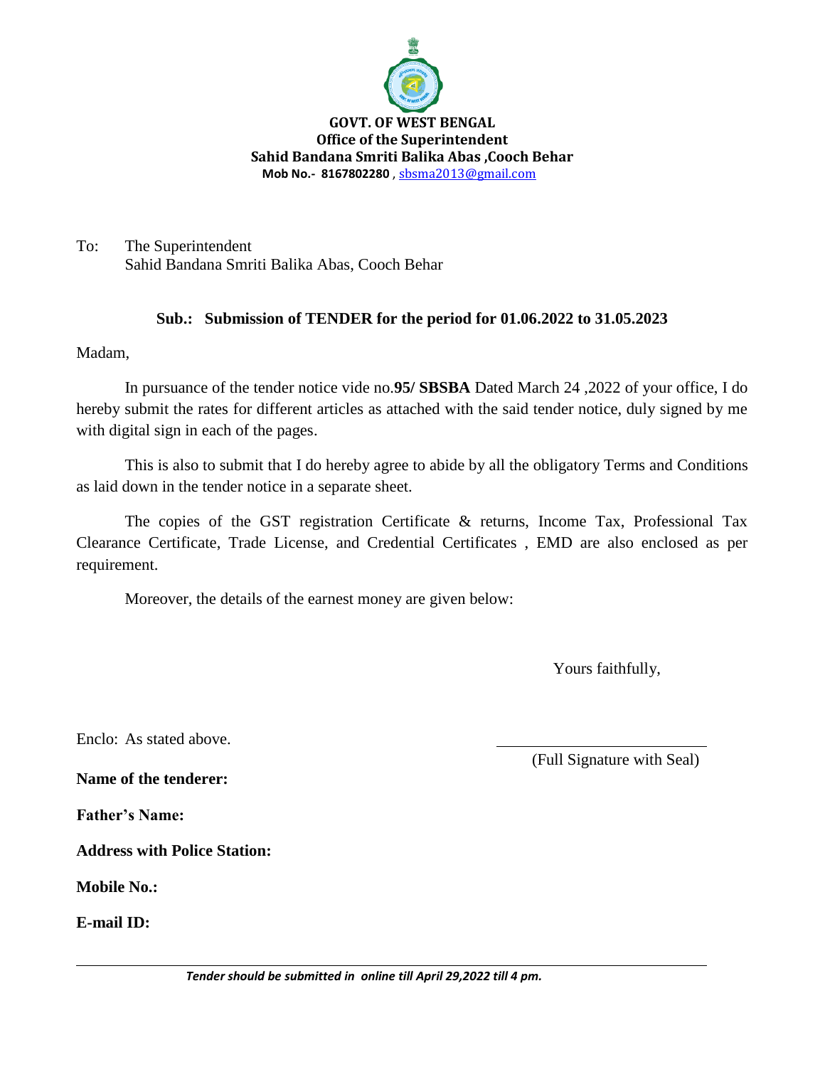**GOVT. OF WEST BENGAL**
**Office of the Superintendent**
**Sahid Bandana Smriti Balika Abas ,Cooch Behar**
**Mob No.- 8167802280** , sbsma2013@gmail.com

To: The Superintendent
Sahid Bandana Smriti Balika Abas, Cooch Behar

**Sub.: Submission of TENDER for the period for 01.06.2022 to 31.05.2023**

Madam,

In pursuance of the tender notice vide no.**95/ SBSBA** Dated March 24 ,2022 of your office, I do hereby submit the rates for different articles as attached with the said tender notice, duly signed by me with digital sign in each of the pages.

This is also to submit that I do hereby agree to abide by all the obligatory Terms and Conditions as laid down in the tender notice in a separate sheet.

The copies of the GST registration Certificate & returns, Income Tax, Professional Tax Clearance Certificate, Trade License, and Credential Certificates , EMD are also enclosed as per requirement.

Moreover, the details of the earnest money are given below:

Yours faithfully,

Enclo: As stated above.

(Full Signature with Seal)

**Name of the tenderer:**

**Father's Name:**

**Address with Police Station:**

**Mobile No.:**

**E-mail ID:**

***Tender should be submitted in online till April 29,2022 till 4 pm.***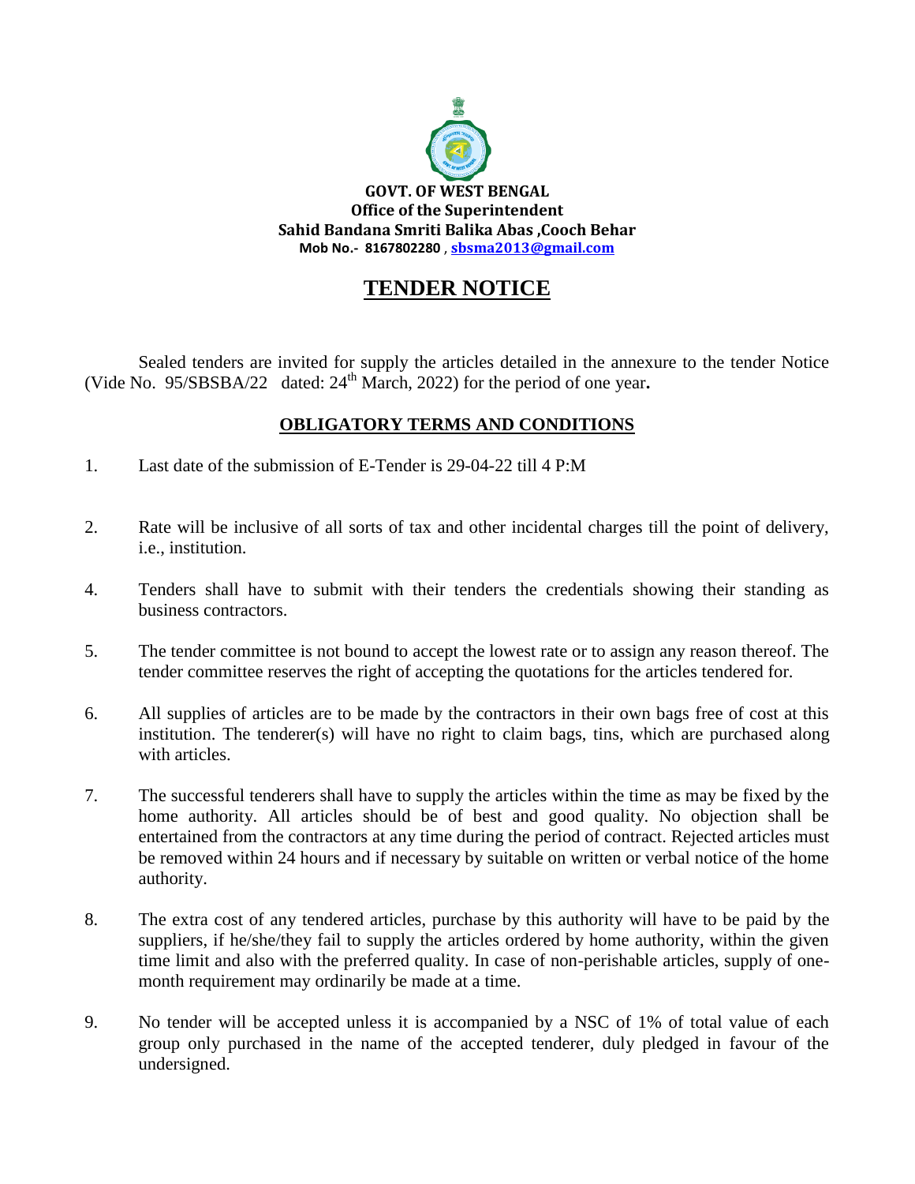**GOVT. OF WEST BENGAL**
**Office of the Superintendent**
**Sahid Bandana Smriti Balika Abas ,Cooch Behar**
**Mob No.- 8167802280 , sbsma2013@gmail.com**

# TENDER NOTICE

Sealed tenders are invited for supply the articles detailed in the annexure to the tender Notice (Vide No. 95/SBSBA/22 dated: 24th March, 2022) for the period of one year**.**

## OBLIGATORY TERMS AND CONDITIONS

1. Last date of the submission of E-Tender is 29-04-22 till 4 P:M

2. Rate will be inclusive of all sorts of tax and other incidental charges till the point of delivery, i.e., institution.

4. Tenders shall have to submit with their tenders the credentials showing their standing as business contractors.

5. The tender committee is not bound to accept the lowest rate or to assign any reason thereof. The tender committee reserves the right of accepting the quotations for the articles tendered for.

6. All supplies of articles are to be made by the contractors in their own bags free of cost at this institution. The tenderer(s) will have no right to claim bags, tins, which are purchased along with articles.

7. The successful tenderers shall have to supply the articles within the time as may be fixed by the home authority. All articles should be of best and good quality. No objection shall be entertained from the contractors at any time during the period of contract. Rejected articles must be removed within 24 hours and if necessary by suitable on written or verbal notice of the home authority.

8. The extra cost of any tendered articles, purchase by this authority will have to be paid by the suppliers, if he/she/they fail to supply the articles ordered by home authority, within the given time limit and also with the preferred quality. In case of non-perishable articles, supply of one-month requirement may ordinarily be made at a time.

9. No tender will be accepted unless it is accompanied by a NSC of 1% of total value of each group only purchased in the name of the accepted tenderer, duly pledged in favour of the undersigned.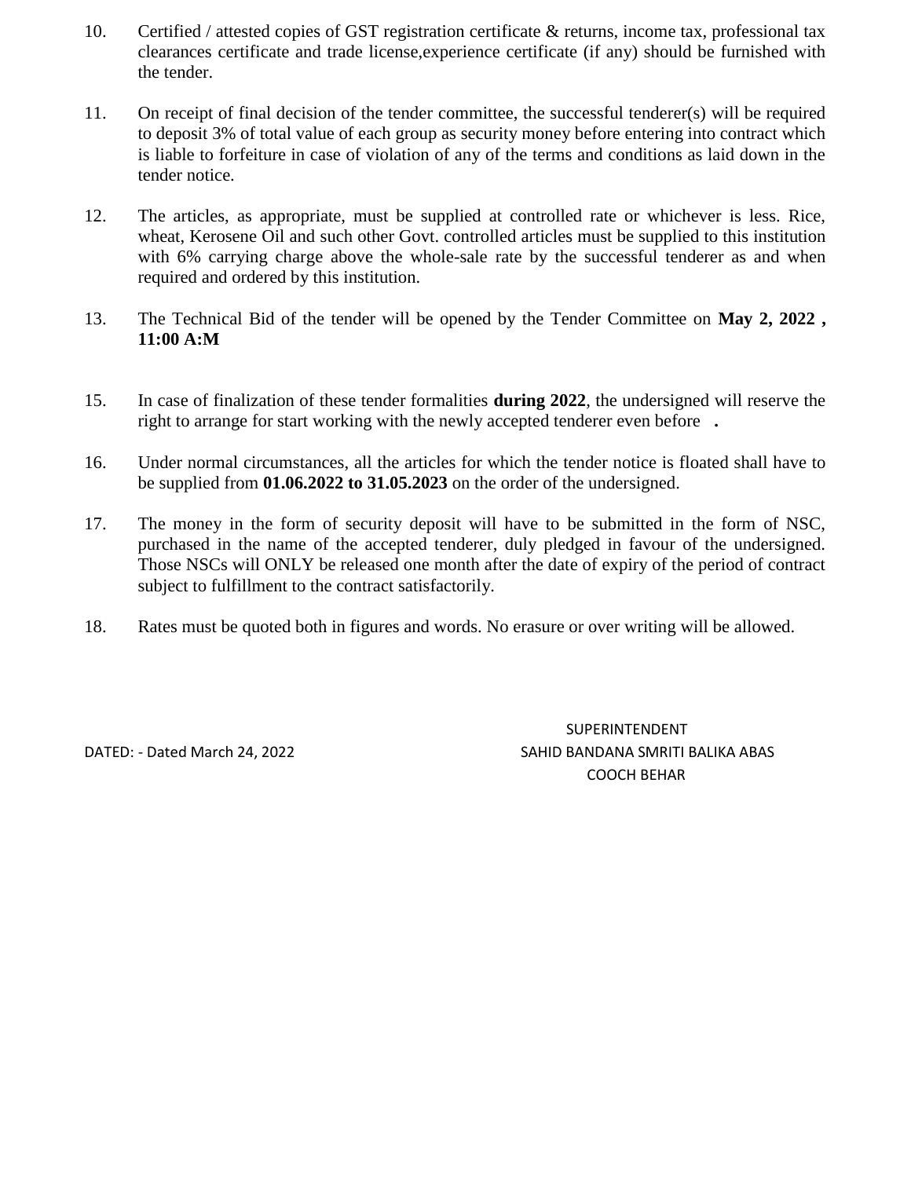10. Certified / attested copies of GST registration certificate & returns, income tax, professional tax clearances certificate and trade license,experience certificate (if any) should be furnished with the tender.

11. On receipt of final decision of the tender committee, the successful tenderer(s) will be required to deposit 3% of total value of each group as security money before entering into contract which is liable to forfeiture in case of violation of any of the terms and conditions as laid down in the tender notice.

12. The articles, as appropriate, must be supplied at controlled rate or whichever is less. Rice, wheat, Kerosene Oil and such other Govt. controlled articles must be supplied to this institution with 6% carrying charge above the whole-sale rate by the successful tenderer as and when required and ordered by this institution.

13. The Technical Bid of the tender will be opened by the Tender Committee on **May 2, 2022 , 11:00 A:M**

15. In case of finalization of these tender formalities **during 2022**, the undersigned will reserve the right to arrange for start working with the newly accepted tenderer even before **.**

16. Under normal circumstances, all the articles for which the tender notice is floated shall have to be supplied from **01.06.2022 to 31.05.2023** on the order of the undersigned.

17. The money in the form of security deposit will have to be submitted in the form of NSC, purchased in the name of the accepted tenderer, duly pledged in favour of the undersigned. Those NSCs will ONLY be released one month after the date of expiry of the period of contract subject to fulfillment to the contract satisfactorily.

18. Rates must be quoted both in figures and words. No erasure or over writing will be allowed.

SUPERINTENDENT
SAHID BANDANA SMRITI BALIKA ABAS
COOCH BEHAR

DATED: - Dated March 24, 2022